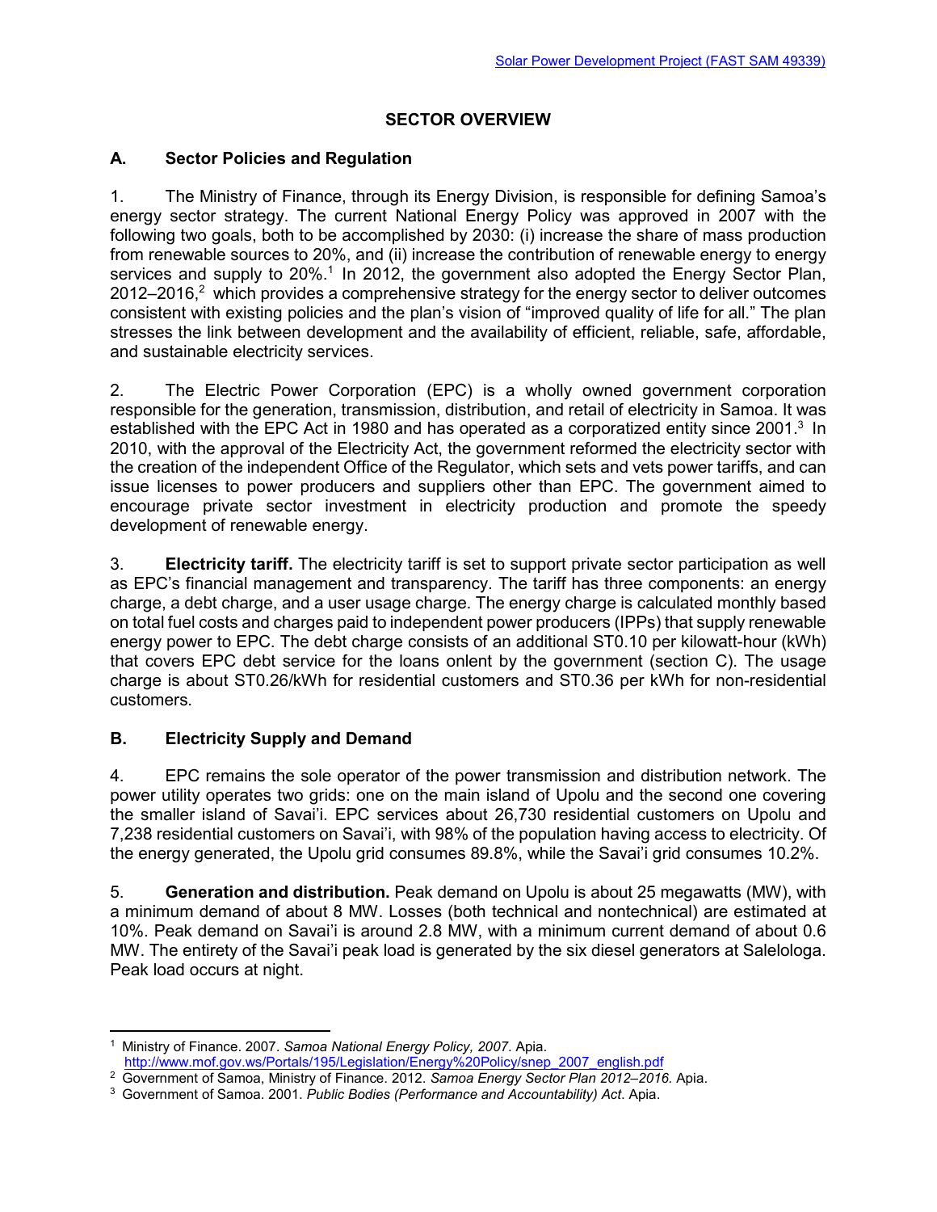# SECTOR OVERVIEW

## A. Sector Policies and Regulation

1. The Ministry of Finance, through its Energy Division, is responsible for defining Samoa's energy sector strategy. The current National Energy Policy was approved in 2007 with the following two goals, both to be accomplished by 2030: (i) increase the share of mass production from renewable sources to 20%, and (ii) increase the contribution of renewable energy to energy services and supply to 20%.[1] In 2012, the government also adopted the Energy Sector Plan, 2012–2016,[2] which provides a comprehensive strategy for the energy sector to deliver outcomes consistent with existing policies and the plan's vision of "improved quality of life for all." The plan stresses the link between development and the availability of efficient, reliable, safe, affordable, and sustainable electricity services.

2. The Electric Power Corporation (EPC) is a wholly owned government corporation responsible for the generation, transmission, distribution, and retail of electricity in Samoa. It was established with the EPC Act in 1980 and has operated as a corporatized entity since 2001.[3] In 2010, with the approval of the Electricity Act, the government reformed the electricity sector with the creation of the independent Office of the Regulator, which sets and vets power tariffs, and can issue licenses to power producers and suppliers other than EPC. The government aimed to encourage private sector investment in electricity production and promote the speedy development of renewable energy.

3. **Electricity tariff.** The electricity tariff is set to support private sector participation as well as EPC's financial management and transparency. The tariff has three components: an energy charge, a debt charge, and a user usage charge. The energy charge is calculated monthly based on total fuel costs and charges paid to independent power producers (IPPs) that supply renewable energy power to EPC. The debt charge consists of an additional ST0.10 per kilowatt-hour (kWh) that covers EPC debt service for the loans onlent by the government (section C). The usage charge is about ST0.26/kWh for residential customers and ST0.36 per kWh for non-residential customers.

## B. Electricity Supply and Demand

4. EPC remains the sole operator of the power transmission and distribution network. The power utility operates two grids: one on the main island of Upolu and the second one covering the smaller island of Savai'i. EPC services about 26,730 residential customers on Upolu and 7,238 residential customers on Savai'i, with 98% of the population having access to electricity. Of the energy generated, the Upolu grid consumes 89.8%, while the Savai'i grid consumes 10.2%.

5. **Generation and distribution.** Peak demand on Upolu is about 25 megawatts (MW), with a minimum demand of about 8 MW. Losses (both technical and nontechnical) are estimated at 10%. Peak demand on Savai'i is around 2.8 MW, with a minimum current demand of about 0.6 MW. The entirety of the Savai'i peak load is generated by the six diesel generators at Salelologa. Peak load occurs at night.

---

[1] Ministry of Finance. 2007. *Samoa National Energy Policy, 2007*. Apia. http://www.mof.gov.ws/Portals/195/Legislation/Energy%20Policy/snep_2007_english.pdf

[2] Government of Samoa, Ministry of Finance. 2012. *Samoa Energy Sector Plan 2012–2016.* Apia.

[3] Government of Samoa. 2001. *Public Bodies (Performance and Accountability) Act*. Apia.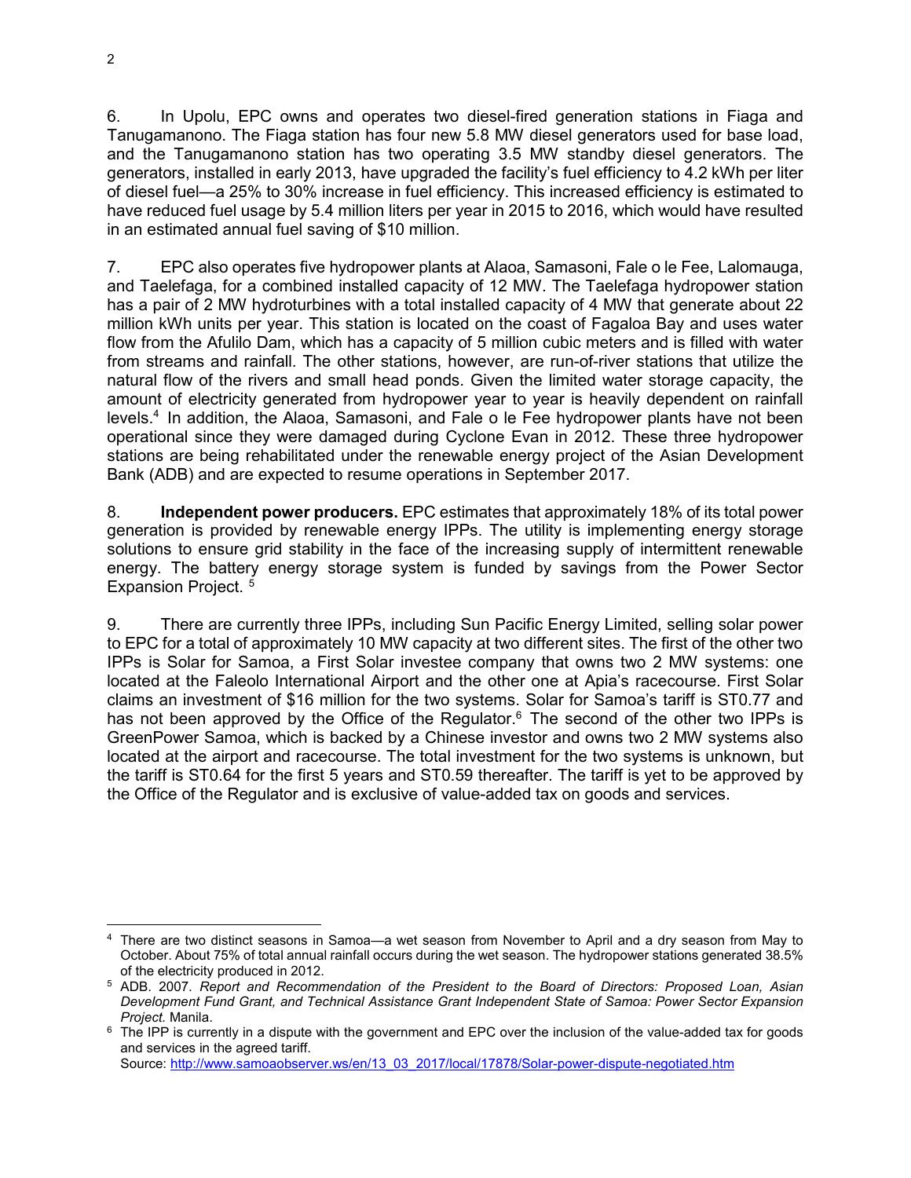6. In Upolu, EPC owns and operates two diesel-fired generation stations in Fiaga and Tanugamanono. The Fiaga station has four new 5.8 MW diesel generators used for base load, and the Tanugamanono station has two operating 3.5 MW standby diesel generators. The generators, installed in early 2013, have upgraded the facility's fuel efficiency to 4.2 kWh per liter of diesel fuel—a 25% to 30% increase in fuel efficiency. This increased efficiency is estimated to have reduced fuel usage by 5.4 million liters per year in 2015 to 2016, which would have resulted in an estimated annual fuel saving of $10 million.

7. EPC also operates five hydropower plants at Alaoa, Samasoni, Fale o le Fee, Lalomauga, and Taelefaga, for a combined installed capacity of 12 MW. The Taelefaga hydropower station has a pair of 2 MW hydroturbines with a total installed capacity of 4 MW that generate about 22 million kWh units per year. This station is located on the coast of Fagaloa Bay and uses water flow from the Afulilo Dam, which has a capacity of 5 million cubic meters and is filled with water from streams and rainfall. The other stations, however, are run-of-river stations that utilize the natural flow of the rivers and small head ponds. Given the limited water storage capacity, the amount of electricity generated from hydropower year to year is heavily dependent on rainfall levels.[4] In addition, the Alaoa, Samasoni, and Fale o le Fee hydropower plants have not been operational since they were damaged during Cyclone Evan in 2012. These three hydropower stations are being rehabilitated under the renewable energy project of the Asian Development Bank (ADB) and are expected to resume operations in September 2017.

8. **Independent power producers.** EPC estimates that approximately 18% of its total power generation is provided by renewable energy IPPs. The utility is implementing energy storage solutions to ensure grid stability in the face of the increasing supply of intermittent renewable energy. The battery energy storage system is funded by savings from the Power Sector Expansion Project.[5]

9. There are currently three IPPs, including Sun Pacific Energy Limited, selling solar power to EPC for a total of approximately 10 MW capacity at two different sites. The first of the other two IPPs is Solar for Samoa, a First Solar investee company that owns two 2 MW systems: one located at the Faleolo International Airport and the other one at Apia's racecourse. First Solar claims an investment of $16 million for the two systems. Solar for Samoa's tariff is ST0.77 and has not been approved by the Office of the Regulator.[6] The second of the other two IPPs is GreenPower Samoa, which is backed by a Chinese investor and owns two 2 MW systems also located at the airport and racecourse. The total investment for the two systems is unknown, but the tariff is ST0.64 for the first 5 years and ST0.59 thereafter. The tariff is yet to be approved by the Office of the Regulator and is exclusive of value-added tax on goods and services.

---

[4] There are two distinct seasons in Samoa—a wet season from November to April and a dry season from May to October. About 75% of total annual rainfall occurs during the wet season. The hydropower stations generated 38.5% of the electricity produced in 2012.

[5] ADB. 2007. *Report and Recommendation of the President to the Board of Directors: Proposed Loan, Asian Development Fund Grant, and Technical Assistance Grant Independent State of Samoa: Power Sector Expansion Project.* Manila.

[6] The IPP is currently in a dispute with the government and EPC over the inclusion of the value-added tax for goods and services in the agreed tariff.
Source: http://www.samoaobserver.ws/en/13_03_2017/local/17878/Solar-power-dispute-negotiated.htm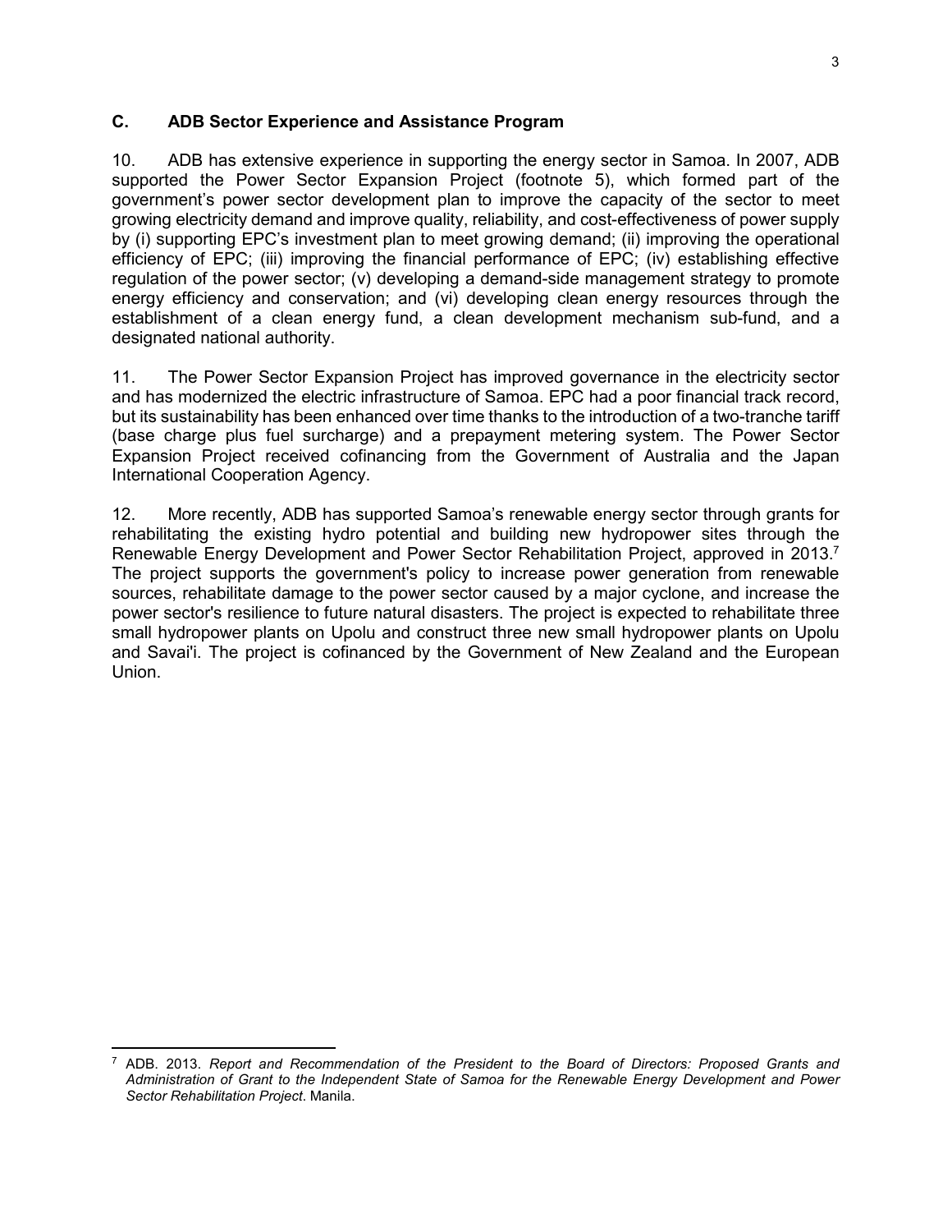### C. ADB Sector Experience and Assistance Program

10. ADB has extensive experience in supporting the energy sector in Samoa. In 2007, ADB supported the Power Sector Expansion Project (footnote 5), which formed part of the government's power sector development plan to improve the capacity of the sector to meet growing electricity demand and improve quality, reliability, and cost-effectiveness of power supply by (i) supporting EPC's investment plan to meet growing demand; (ii) improving the operational efficiency of EPC; (iii) improving the financial performance of EPC; (iv) establishing effective regulation of the power sector; (v) developing a demand-side management strategy to promote energy efficiency and conservation; and (vi) developing clean energy resources through the establishment of a clean energy fund, a clean development mechanism sub-fund, and a designated national authority.

11. The Power Sector Expansion Project has improved governance in the electricity sector and has modernized the electric infrastructure of Samoa. EPC had a poor financial track record, but its sustainability has been enhanced over time thanks to the introduction of a two-tranche tariff (base charge plus fuel surcharge) and a prepayment metering system. The Power Sector Expansion Project received cofinancing from the Government of Australia and the Japan International Cooperation Agency.

12. More recently, ADB has supported Samoa's renewable energy sector through grants for rehabilitating the existing hydro potential and building new hydropower sites through the Renewable Energy Development and Power Sector Rehabilitation Project, approved in 2013.[7] The project supports the government's policy to increase power generation from renewable sources, rehabilitate damage to the power sector caused by a major cyclone, and increase the power sector's resilience to future natural disasters. The project is expected to rehabilitate three small hydropower plants on Upolu and construct three new small hydropower plants on Upolu and Savai'i. The project is cofinanced by the Government of New Zealand and the European Union.

---

[7] ADB. 2013. *Report and Recommendation of the President to the Board of Directors: Proposed Grants and Administration of Grant to the Independent State of Samoa for the Renewable Energy Development and Power Sector Rehabilitation Project*. Manila.